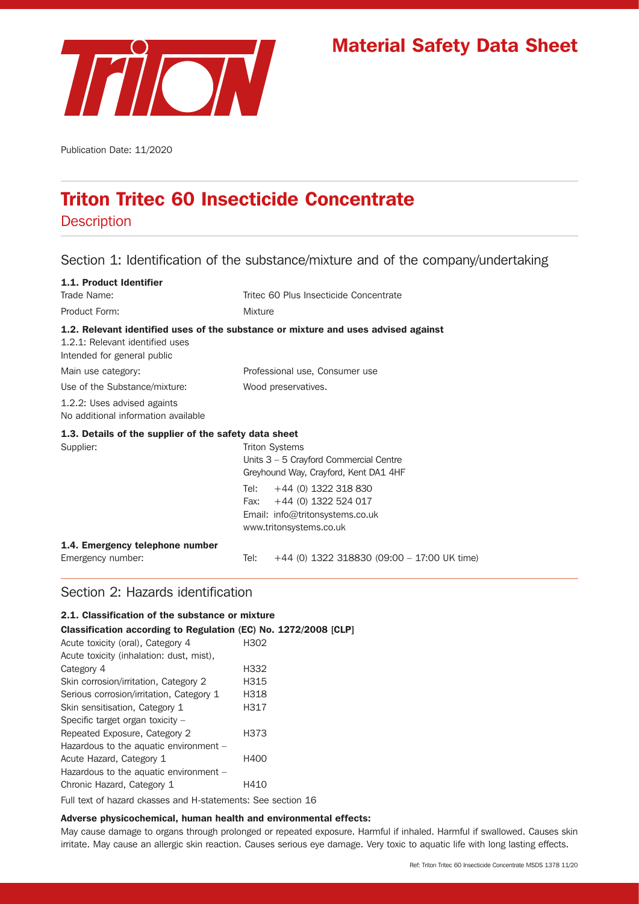# Material Safety Data Sheet

Publication Date: 11/2020

# Triton Tritec 60 Insecticide Concentrate

Description

## Section 1: Identification of the substance/mixture and of the company/undertaking

### 1.1. Product Identifier

| | |
|---|---|
| Trade Name: | Tritec 60 Plus Insecticide Concentrate |
| Product Form: | Mixture |

### 1.2. Relevant identified uses of the substance or mixture and uses advised against

1.2.1: Relevant identified uses
Intended for general public

| | |
|---|---|
| Main use category: | Professional use, Consumer use |
| Use of the Substance/mixture: | Wood preservatives. |

1.2.2: Uses advised againts
No additional information available

### 1.3. Details of the supplier of the safety data sheet

Supplier:

Triton Systems
Units 3 – 5 Crayford Commercial Centre
Greyhound Way, Crayford, Kent DA1 4HF

Tel: +44 (0) 1322 318 830
Fax: +44 (0) 1322 524 017
Email: info@tritonsystems.co.uk
www.tritonsystems.co.uk

### 1.4. Emergency telephone number

Emergency number: Tel: +44 (0) 1322 318830 (09:00 – 17:00 UK time)

## Section 2: Hazards identification

### 2.1. Classification of the substance or mixture

**Classification according to Regulation (EC) No. 1272/2008 [CLP]**

| | |
|---|---|
| Acute toxicity (oral), Category 4 | H302 |
| Acute toxicity (inhalation: dust, mist), Category 4 | H332 |
| Skin corrosion/irritation, Category 2 | H315 |
| Serious corrosion/irritation, Category 1 | H318 |
| Skin sensitisation, Category 1 | H317 |
| Specific target organ toxicity – Repeated Exposure, Category 2 | H373 |
| Hazardous to the aquatic environment – Acute Hazard, Category 1 | H400 |
| Hazardous to the aquatic environment – Chronic Hazard, Category 1 | H410 |

Full text of hazard ckasses and H-statements: See section 16

**Adverse physicochemical, human health and environmental effects:**

May cause damage to organs through prolonged or repeated exposure. Harmful if inhaled. Harmful if swallowed. Causes skin irritate. May cause an allergic skin reaction. Causes serious eye damage. Very toxic to aquatic life with long lasting effects.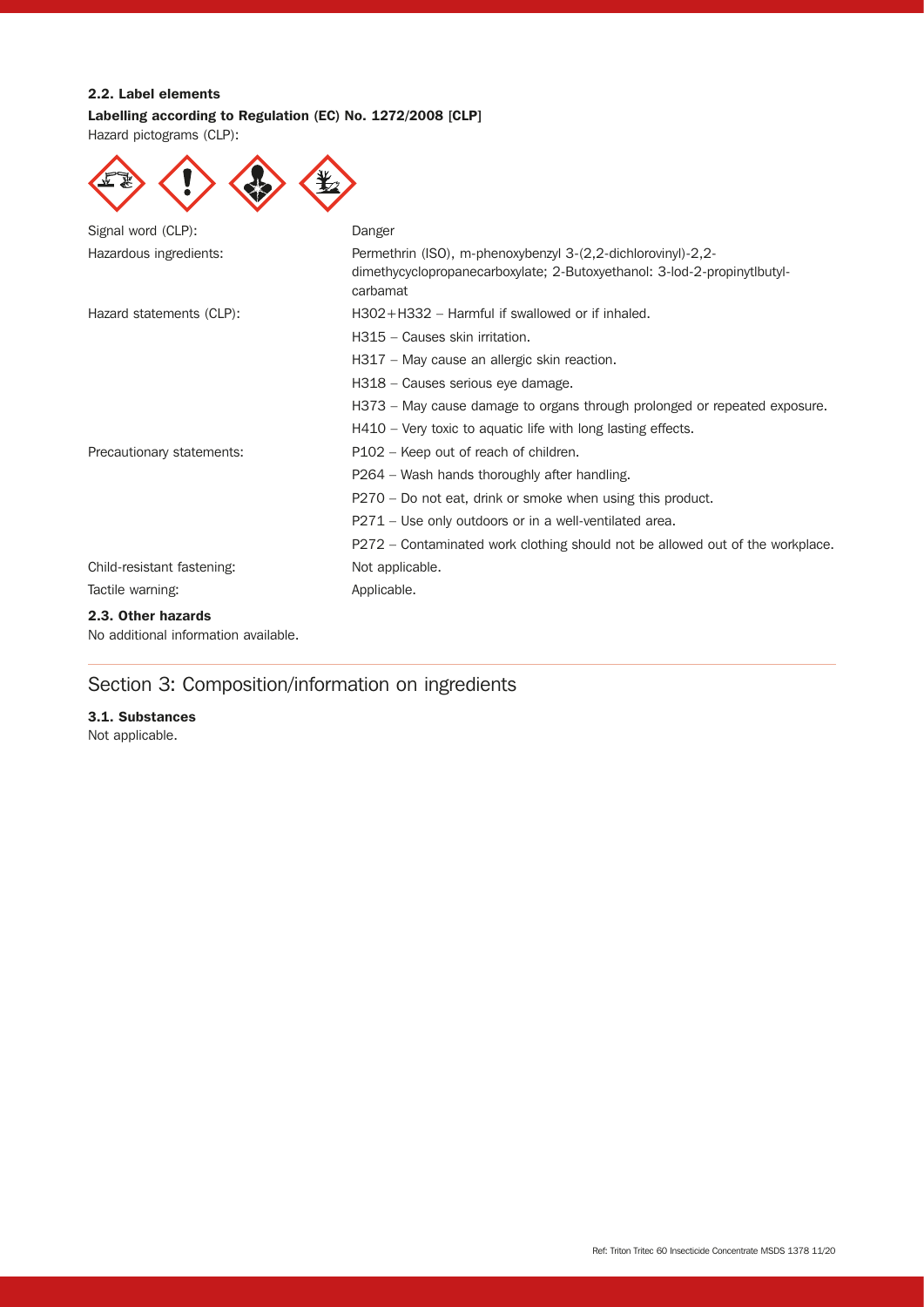### 2.2. Label elements

**Labelling according to Regulation (EC) No. 1272/2008 [CLP]**

Hazard pictograms (CLP):

| | |
|---|---|
| Signal word (CLP): | Danger |
| Hazardous ingredients: | Permethrin (ISO), m-phenoxybenzyl 3-(2,2-dichlorovinyl)-2,2-dimethycyclopropanecarboxylate; 2-Butoxyethanol: 3-lod-2-propinytlbutyl-carbamat |
| Hazard statements (CLP): | H302+H332 – Harmful if swallowed or if inhaled. |
| | H315 – Causes skin irritation. |
| | H317 – May cause an allergic skin reaction. |
| | H318 – Causes serious eye damage. |
| | H373 – May cause damage to organs through prolonged or repeated exposure. |
| | H410 – Very toxic to aquatic life with long lasting effects. |
| Precautionary statements: | P102 – Keep out of reach of children. |
| | P264 – Wash hands thoroughly after handling. |
| | P270 – Do not eat, drink or smoke when using this product. |
| | P271 – Use only outdoors or in a well-ventilated area. |
| | P272 – Contaminated work clothing should not be allowed out of the workplace. |
| Child-resistant fastening: | Not applicable. |
| Tactile warning: | Applicable. |

### 2.3. Other hazards

No additional information available.

## Section 3: Composition/information on ingredients

### 3.1. Substances

Not applicable.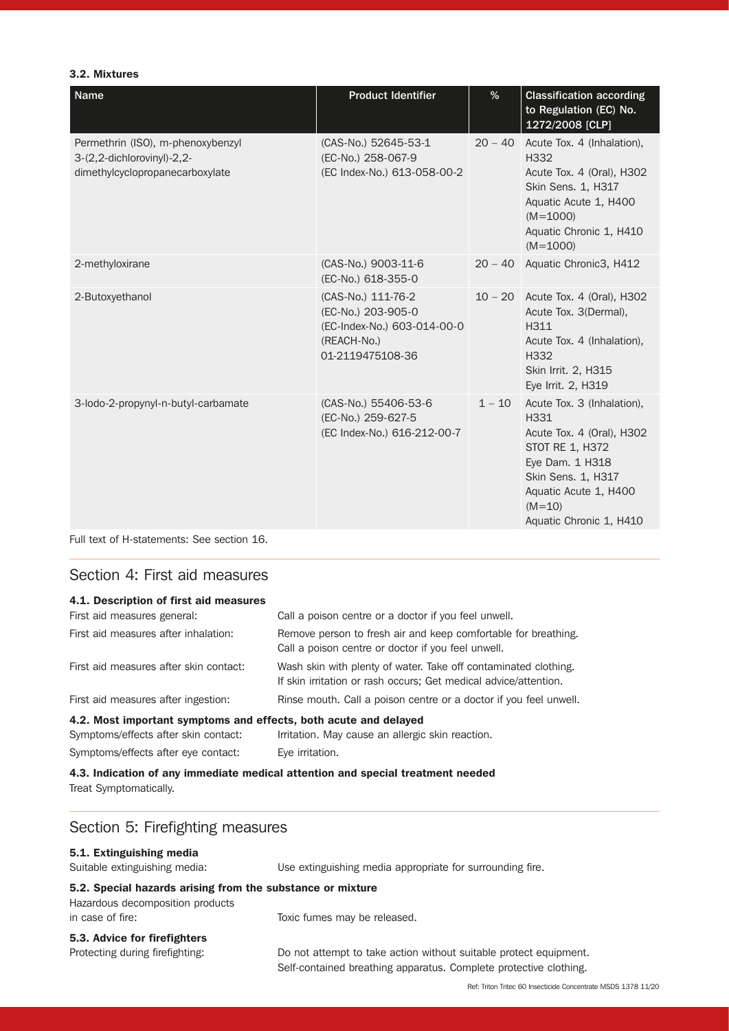### 3.2. Mixtures

| Name | Product Identifier | % | Classification according to Regulation (EC) No. 1272/2008 [CLP] |
|---|---|---|---|
| Permethrin (ISO), m-phenoxybenzyl 3-(2,2-dichlorovinyl)-2,2-dimethylcyclopropanecarboxylate | (CAS-No.) 52645-53-1<br>(EC-No.) 258-067-9<br>(EC Index-No.) 613-058-00-2 | 20 – 40 | Acute Tox. 4 (Inhalation), H332<br>Acute Tox. 4 (Oral), H302<br>Skin Sens. 1, H317<br>Aquatic Acute 1, H400 (M=1000)<br>Aquatic Chronic 1, H410 (M=1000) |
| 2-methyloxirane | (CAS-No.) 9003-11-6<br>(EC-No.) 618-355-0 | 20 – 40 | Aquatic Chronic3, H412 |
| 2-Butoxyethanol | (CAS-No.) 111-76-2<br>(EC-No.) 203-905-0<br>(EC-Index-No.) 603-014-00-0<br>(REACH-No.) 01-2119475108-36 | 10 – 20 | Acute Tox. 4 (Oral), H302<br>Acute Tox. 3(Dermal), H311<br>Acute Tox. 4 (Inhalation), H332<br>Skin Irrit. 2, H315<br>Eye Irrit. 2, H319 |
| 3-Iodo-2-propynyl-n-butyl-carbamate | (CAS-No.) 55406-53-6<br>(EC-No.) 259-627-5<br>(EC Index-No.) 616-212-00-7 | 1 – 10 | Acute Tox. 3 (Inhalation), H331<br>Acute Tox. 4 (Oral), H302<br>STOT RE 1, H372<br>Eye Dam. 1 H318<br>Skin Sens. 1, H317<br>Aquatic Acute 1, H400 (M=10)<br>Aquatic Chronic 1, H410 |

Full text of H-statements: See section 16.

## Section 4: First aid measures

### 4.1. Description of first aid measures

First aid measures general: Call a poison centre or a doctor if you feel unwell.

First aid measures after inhalation: Remove person to fresh air and keep comfortable for breathing. Call a poison centre or doctor if you feel unwell.

First aid measures after skin contact: Wash skin with plenty of water. Take off contaminated clothing. If skin irritation or rash occurs; Get medical advice/attention.

First aid measures after ingestion: Rinse mouth. Call a poison centre or a doctor if you feel unwell.

### 4.2. Most important symptoms and effects, both acute and delayed

Symptoms/effects after skin contact: Irritation. May cause an allergic skin reaction.

Symptoms/effects after eye contact: Eye irritation.

### 4.3. Indication of any immediate medical attention and special treatment needed

Treat Symptomatically.

## Section 5: Firefighting measures

### 5.1. Extinguishing media

Suitable extinguishing media: Use extinguishing media appropriate for surrounding fire.

### 5.2. Special hazards arising from the substance or mixture

Hazardous decomposition products in case of fire: Toxic fumes may be released.

### 5.3. Advice for firefighters

Protecting during firefighting: Do not attempt to take action without suitable protect equipment. Self-contained breathing apparatus. Complete protective clothing.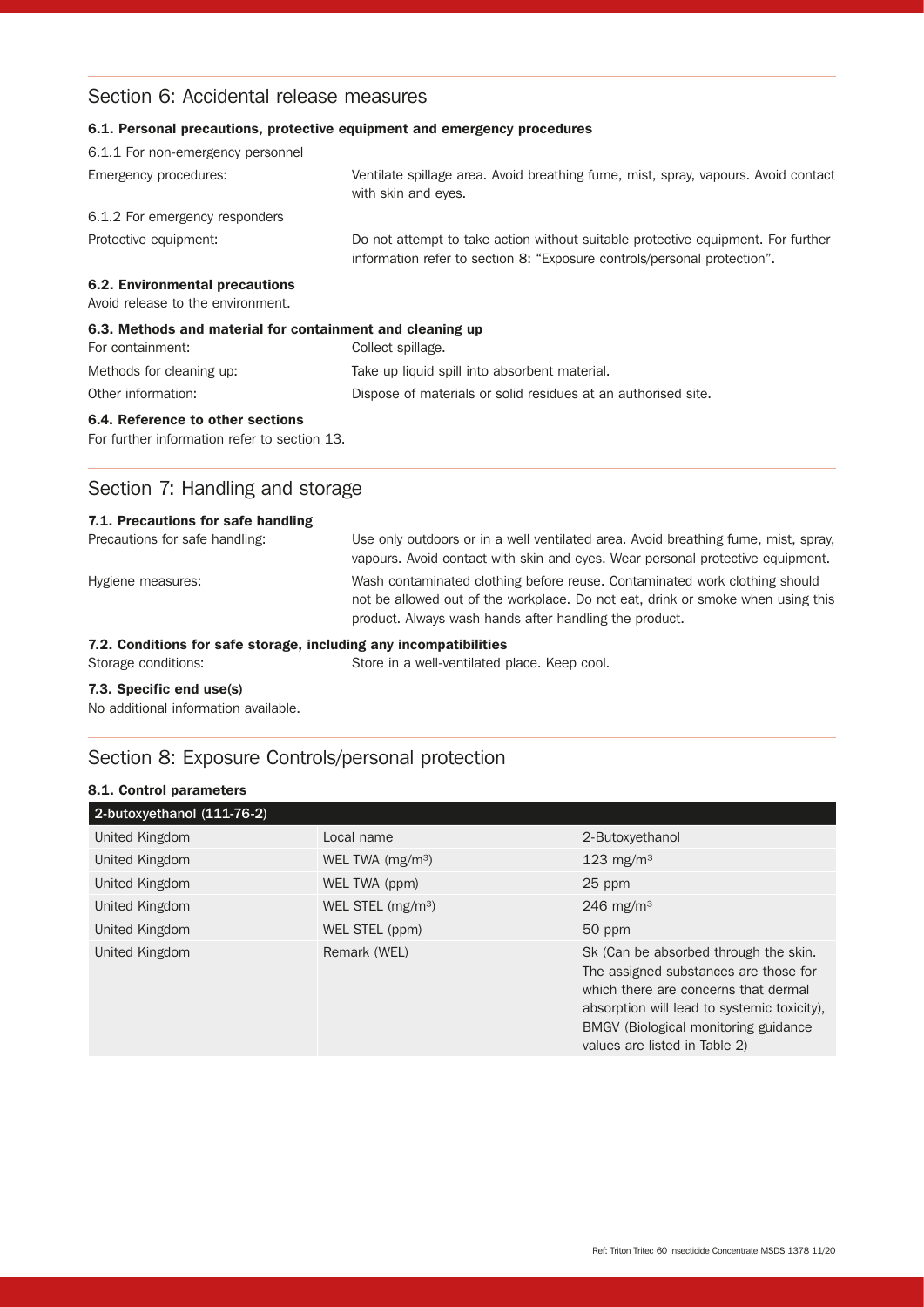## Section 6: Accidental release measures

### 6.1. Personal precautions, protective equipment and emergency procedures

6.1.1 For non-emergency personnel

| | |
|---|---|
| Emergency procedures: | Ventilate spillage area. Avoid breathing fume, mist, spray, vapours. Avoid contact with skin and eyes. |

6.1.2 For emergency responders

| | |
|---|---|
| Protective equipment: | Do not attempt to take action without suitable protective equipment. For further information refer to section 8: "Exposure controls/personal protection". |

### 6.2. Environmental precautions

Avoid release to the environment.

### 6.3. Methods and material for containment and cleaning up

| | |
|---|---|
| For containment: | Collect spillage. |
| Methods for cleaning up: | Take up liquid spill into absorbent material. |
| Other information: | Dispose of materials or solid residues at an authorised site. |

### 6.4. Reference to other sections

For further information refer to section 13.

## Section 7: Handling and storage

### 7.1. Precautions for safe handling

| | |
|---|---|
| Precautions for safe handling: | Use only outdoors or in a well ventilated area. Avoid breathing fume, mist, spray, vapours. Avoid contact with skin and eyes. Wear personal protective equipment. |
| Hygiene measures: | Wash contaminated clothing before reuse. Contaminated work clothing should not be allowed out of the workplace. Do not eat, drink or smoke when using this product. Always wash hands after handling the product. |

### 7.2. Conditions for safe storage, including any incompatibilities

| | |
|---|---|
| Storage conditions: | Store in a well-ventilated place. Keep cool. |

### 7.3. Specific end use(s)

No additional information available.

## Section 8: Exposure Controls/personal protection

### 8.1. Control parameters

| 2-butoxyethanol (111-76-2) | | |
|---|---|---|
| United Kingdom | Local name | 2-Butoxyethanol |
| United Kingdom | WEL TWA ($mg/m^3$) | 123 $mg/m^3$ |
| United Kingdom | WEL TWA (ppm) | 25 ppm |
| United Kingdom | WEL STEL ($mg/m^3$) | 246 $mg/m^3$ |
| United Kingdom | WEL STEL (ppm) | 50 ppm |
| United Kingdom | Remark (WEL) | Sk (Can be absorbed through the skin. The assigned substances are those for which there are concerns that dermal absorption will lead to systemic toxicity), BMGV (Biological monitoring guidance values are listed in Table 2) |

Ref: Triton Tritec 60 Insecticide Concentrate MSDS 1378 11/20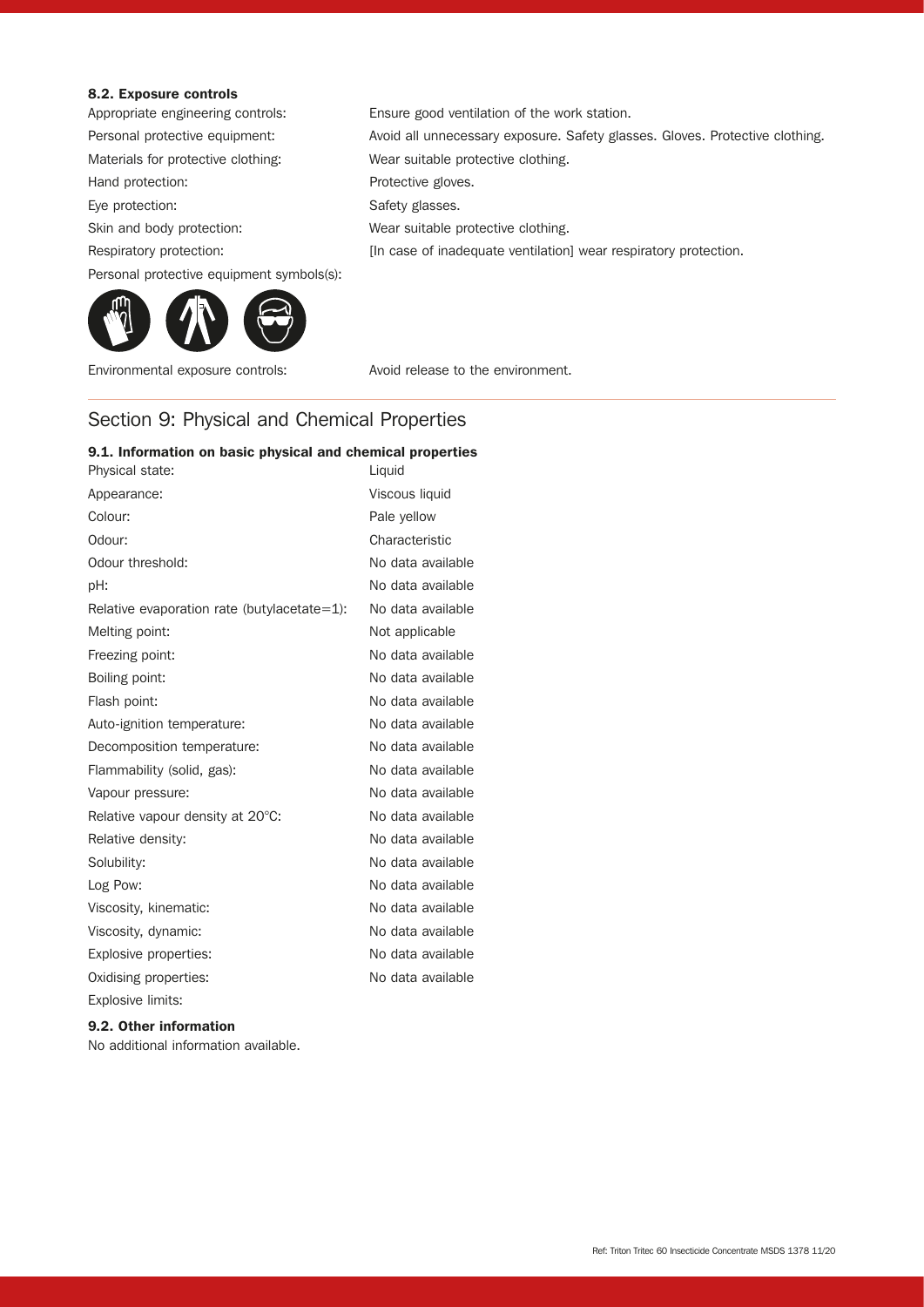#### 8.2. Exposure controls

| | |
|---|---|
| Appropriate engineering controls: | Ensure good ventilation of the work station. |
| Personal protective equipment: | Avoid all unnecessary exposure. Safety glasses. Gloves. Protective clothing. |
| Materials for protective clothing: | Wear suitable protective clothing. |
| Hand protection: | Protective gloves. |
| Eye protection: | Safety glasses. |
| Skin and body protection: | Wear suitable protective clothing. |
| Respiratory protection: | [In case of inadequate ventilation] wear respiratory protection. |

Personal protective equipment symbols(s):

| | |
|---|---|
| Environmental exposure controls: | Avoid release to the environment. |

## Section 9: Physical and Chemical Properties

#### 9.1. Information on basic physical and chemical properties

| | |
|---|---|
| Physical state: | Liquid |
| Appearance: | Viscous liquid |
| Colour: | Pale yellow |
| Odour: | Characteristic |
| Odour threshold: | No data available |
| pH: | No data available |
| Relative evaporation rate (butylacetate=1): | No data available |
| Melting point: | Not applicable |
| Freezing point: | No data available |
| Boiling point: | No data available |
| Flash point: | No data available |
| Auto-ignition temperature: | No data available |
| Decomposition temperature: | No data available |
| Flammability (solid, gas): | No data available |
| Vapour pressure: | No data available |
| Relative vapour density at 20°C: | No data available |
| Relative density: | No data available |
| Solubility: | No data available |
| Log Pow: | No data available |
| Viscosity, kinematic: | No data available |
| Viscosity, dynamic: | No data available |
| Explosive properties: | No data available |
| Oxidising properties: | No data available |
| Explosive limits: | |

#### 9.2. Other information

No additional information available.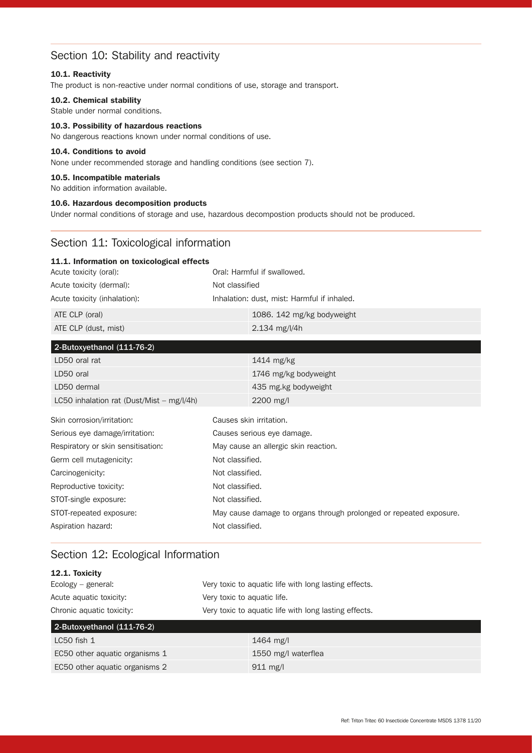## Section 10: Stability and reactivity

### 10.1. Reactivity

The product is non-reactive under normal conditions of use, storage and transport.

### 10.2. Chemical stability

Stable under normal conditions.

### 10.3. Possibility of hazardous reactions

No dangerous reactions known under normal conditions of use.

### 10.4. Conditions to avoid

None under recommended storage and handling conditions (see section 7).

### 10.5. Incompatible materials

No addition information available.

### 10.6. Hazardous decomposition products

Under normal conditions of storage and use, hazardous decompostion products should not be produced.

## Section 11: Toxicological information

### 11.1. Information on toxicological effects

| | |
|---|---|
| Acute toxicity (oral): | Oral: Harmful if swallowed. |
| Acute toxicity (dermal): | Not classified |
| Acute toxicity (inhalation): | Inhalation: dust, mist: Harmful if inhaled. |
| ATE CLP (oral) | 1086. 142 mg/kg bodyweight |
| ATE CLP (dust, mist) | 2.134 mg/l/4h |

| 2-Butoxyethanol (111-76-2) | |
|---|---|
| LD50 oral rat | 1414 mg/kg |
| LD50 oral | 1746 mg/kg bodyweight |
| LD50 dermal | 435 mg.kg bodyweight |
| LC50 inhalation rat (Dust/Mist – mg/l/4h) | 2200 mg/l |

| | |
|---|---|
| Skin corrosion/irritation: | Causes skin irritation. |
| Serious eye damage/irritation: | Causes serious eye damage. |
| Respiratory or skin sensitisation: | May cause an allergic skin reaction. |
| Germ cell mutagenicity: | Not classified. |
| Carcinogenicity: | Not classified. |
| Reproductive toxicity: | Not classified. |
| STOT-single exposure: | Not classified. |
| STOT-repeated exposure: | May cause damage to organs through prolonged or repeated exposure. |
| Aspiration hazard: | Not classified. |

## Section 12: Ecological Information

### 12.1. Toxicity

| | |
|---|---|
| Ecology – general: | Very toxic to aquatic life with long lasting effects. |
| Acute aquatic toxicity: | Very toxic to aquatic life. |
| Chronic aquatic toxicity: | Very toxic to aquatic life with long lasting effects. |

| 2-Butoxyethanol (111-76-2) | |
|---|---|
| LC50 fish 1 | 1464 mg/l |
| EC50 other aquatic organisms 1 | 1550 mg/l waterflea |
| EC50 other aquatic organisms 2 | 911 mg/l |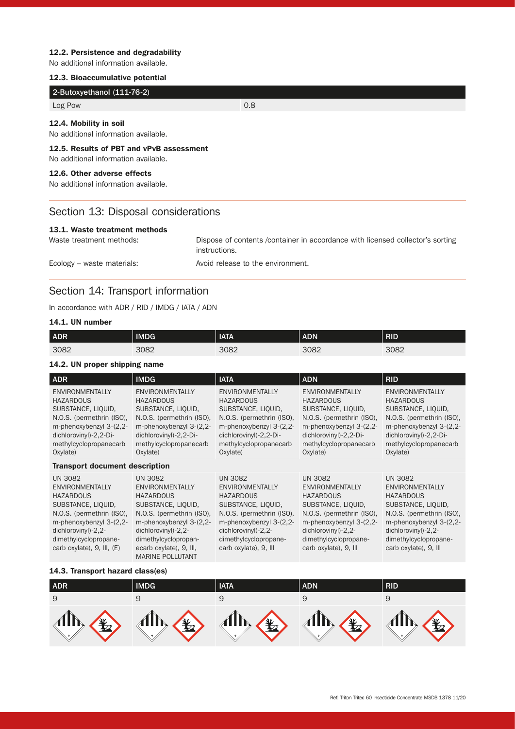### 12.2. Persistence and degradability

No additional information available.

### 12.3. Bioaccumulative potential

| 2-Butoxyethanol (111-76-2) | |
|---|---|
| Log Pow | 0.8 |

### 12.4. Mobility in soil

No additional information available.

### 12.5. Results of PBT and vPvB assessment

No additional information available.

### 12.6. Other adverse effects

No additional information available.

## Section 13: Disposal considerations

### 13.1. Waste treatment methods

| | |
|---|---|
| Waste treatment methods: | Dispose of contents /container in accordance with licensed collector's sorting instructions. |
| Ecology – waste materials: | Avoid release to the environment. |

## Section 14: Transport information

In accordance with ADR / RID / IMDG / IATA / ADN

### 14.1. UN number

| ADR | IMDG | IATA | ADN | RID |
|---|---|---|---|---|
| 3082 | 3082 | 3082 | 3082 | 3082 |

### 14.2. UN proper shipping name

| ADR | IMDG | IATA | ADN | RID |
|---|---|---|---|---|
| ENVIRONMENTALLY HAZARDOUS SUBSTANCE, LIQUID, N.O.S. (permethrin (ISO), m-phenoxybenzyl 3-(2,2-dichlorovinyl)-2,2-Di-methylcyclopropanecarb Oxylate) | ENVIRONMENTALLY HAZARDOUS SUBSTANCE, LIQUID, N.O.S. (permethrin (ISO), m-phenoxybenzyl 3-(2,2-dichlorovinyl)-2,2-Di-methylcyclopropanecarb Oxylate) | ENVIRONMENTALLY HAZARDOUS SUBSTANCE, LIQUID, N.O.S. (permethrin (ISO), m-phenoxybenzyl 3-(2,2-dichlorovinyl)-2,2-Di-methylcyclopropanecarb Oxylate) | ENVIRONMENTALLY HAZARDOUS SUBSTANCE, LIQUID, N.O.S. (permethrin (ISO), m-phenoxybenzyl 3-(2,2-dichlorovinyl)-2,2-Di-methylcyclopropanecarb Oxylate) | ENVIRONMENTALLY HAZARDOUS SUBSTANCE, LIQUID, N.O.S. (permethrin (ISO), m-phenoxybenzyl 3-(2,2-dichlorovinyl)-2,2-Di-methylcyclopropanecarb Oxylate) |
| **Transport document description** | | | | |
| UN 3082 ENVIRONMENTALLY HAZARDOUS SUBSTANCE, LIQUID, N.O.S. (permethrin (ISO), m-phenoxybenzyl 3-(2,2-dichlorovinyl)-2,2-dimethylcyclopropane-carb oxylate), 9, III, (E) | UN 3082 ENVIRONMENTALLY HAZARDOUS SUBSTANCE, LIQUID, N.O.S. (permethrin (ISO), m-phenoxybenzyl 3-(2,2-dichlorovinyl)-2,2-dimethylcyclopropan-ecarb oxylate), 9, III, MARINE POLLUTANT | UN 3082 ENVIRONMENTALLY HAZARDOUS SUBSTANCE, LIQUID, N.O.S. (permethrin (ISO), m-phenoxybenzyl 3-(2,2-dichlorovinyl)-2,2-dimethylcyclopropane-carb oxylate), 9, III | UN 3082 ENVIRONMENTALLY HAZARDOUS SUBSTANCE, LIQUID, N.O.S. (permethrin (ISO), m-phenoxybenzyl 3-(2,2-dichlorovinyl)-2,2-dimethylcyclopropane-carb oxylate), 9, III | UN 3082 ENVIRONMENTALLY HAZARDOUS SUBSTANCE, LIQUID, N.O.S. (permethrin (ISO), m-phenoxybenzyl 3-(2,2-dichlorovinyl)-2,2-dimethylcyclopropane-carb oxylate), 9, III |

### 14.3. Transport hazard class(es)

| ADR | IMDG | IATA | ADN | RID |
|---|---|---|---|---|
| 9 | 9 | 9 | 9 | 9 |

Ref: Triton Tritec 60 Insecticide Concentrate MSDS 1378 11/20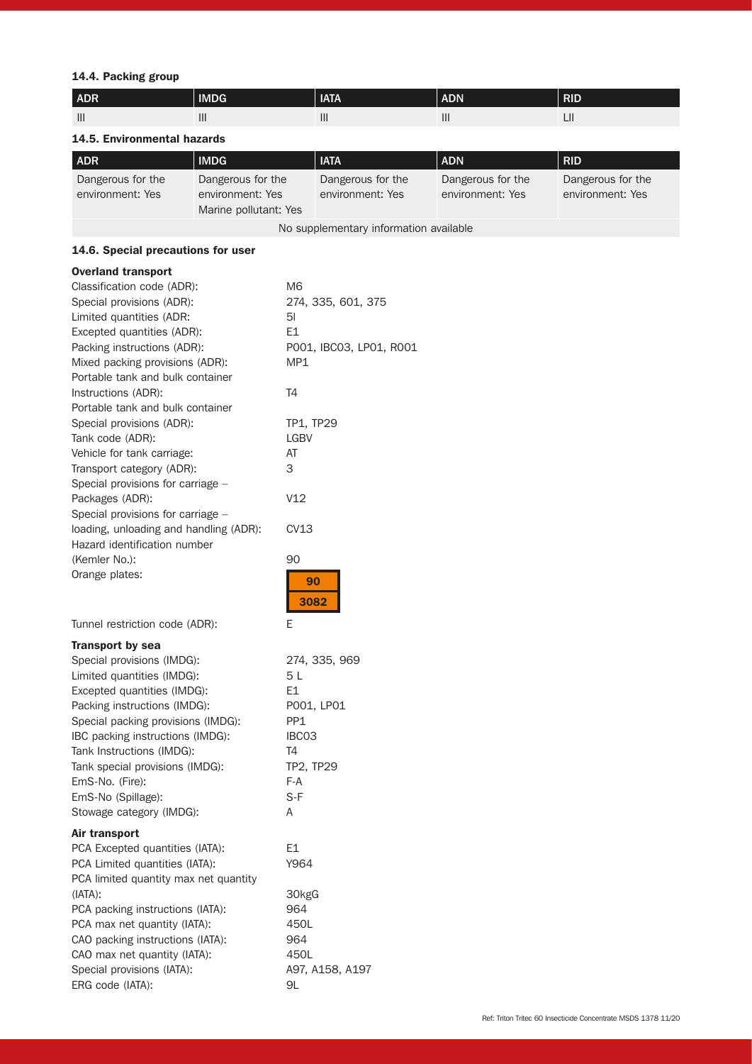### 14.4. Packing group

| ADR | IMDG | IATA | ADN | RID |
|---|---|---|---|---|
| III | III | III | III | LII |

### 14.5. Environmental hazards

| ADR | IMDG | IATA | ADN | RID |
|---|---|---|---|---|
| Dangerous for the environment: Yes | Dangerous for the environment: Yes<br>Marine pollutant: Yes | Dangerous for the environment: Yes | Dangerous for the environment: Yes | Dangerous for the environment: Yes |
| No supplementary information available | | | | |

### 14.6. Special precautions for user

**Overland transport**

Classification code (ADR): M6
Special provisions (ADR): 274, 335, 601, 375
Limited quantities (ADR: 5l
Excepted quantities (ADR): E1
Packing instructions (ADR): P001, IBC03, LP01, R001
Mixed packing provisions (ADR): MP1
Portable tank and bulk container Instructions (ADR): T4
Portable tank and bulk container Special provisions (ADR): TP1, TP29
Tank code (ADR): LGBV
Vehicle for tank carriage: AT
Transport category (ADR): 3
Special provisions for carriage – Packages (ADR): V12
Special provisions for carriage – loading, unloading and handling (ADR): CV13
Hazard identification number (Kemler No.): 90
Orange plates: 90 / 3082
Tunnel restriction code (ADR): E

**Transport by sea**

Special provisions (IMDG): 274, 335, 969
Limited quantities (IMDG): 5 L
Excepted quantities (IMDG): E1
Packing instructions (IMDG): P001, LP01
Special packing provisions (IMDG): PP1
IBC packing instructions (IMDG): IBC03
Tank Instructions (IMDG): T4
Tank special provisions (IMDG): TP2, TP29
EmS-No. (Fire): F-A
EmS-No (Spillage): S-F
Stowage category (IMDG): A

**Air transport**

PCA Excepted quantities (IATA): E1
PCA Limited quantities (IATA): Y964
PCA limited quantity max net quantity (IATA): 30kgG
PCA packing instructions (IATA): 964
PCA max net quantity (IATA): 450L
CAO packing instructions (IATA): 964
CAO max net quantity (IATA): 450L
Special provisions (IATA): A97, A158, A197
ERG code (IATA): 9L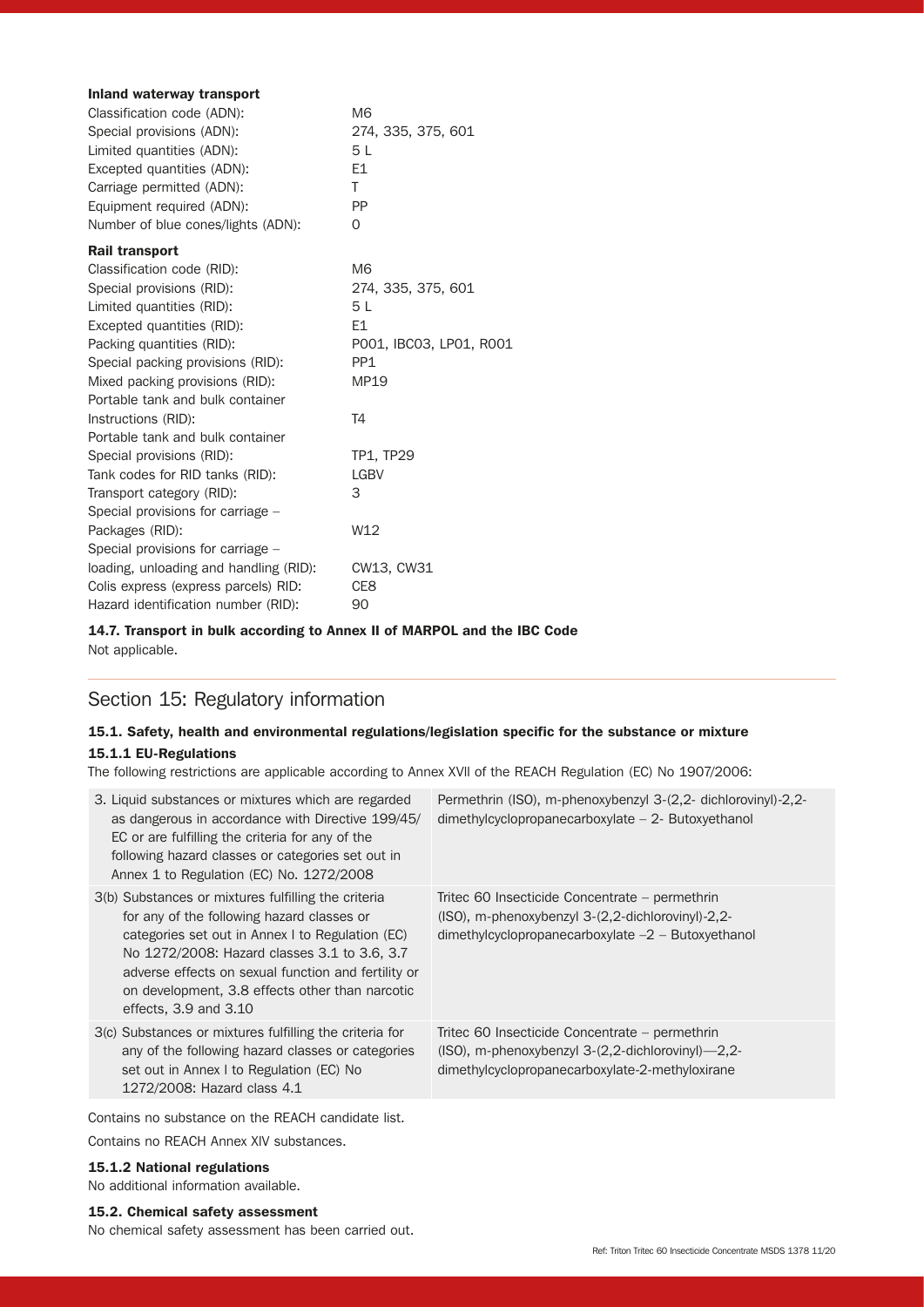**Inland waterway transport**

| | |
|---|---|
| Classification code (ADN): | M6 |
| Special provisions (ADN): | 274, 335, 375, 601 |
| Limited quantities (ADN): | 5 L |
| Excepted quantities (ADN): | E1 |
| Carriage permitted (ADN): | T |
| Equipment required (ADN): | PP |
| Number of blue cones/lights (ADN): | 0 |

**Rail transport**

| | |
|---|---|
| Classification code (RID): | M6 |
| Special provisions (RID): | 274, 335, 375, 601 |
| Limited quantities (RID): | 5 L |
| Excepted quantities (RID): | E1 |
| Packing quantities (RID): | P001, IBC03, LP01, R001 |
| Special packing provisions (RID): | PP1 |
| Mixed packing provisions (RID): | MP19 |
| Portable tank and bulk container Instructions (RID): | T4 |
| Portable tank and bulk container Special provisions (RID): | TP1, TP29 |
| Tank codes for RID tanks (RID): | LGBV |
| Transport category (RID): | 3 |
| Special provisions for carriage – Packages (RID): | W12 |
| Special provisions for carriage – loading, unloading and handling (RID): | CW13, CW31 |
| Colis express (express parcels) RID: | CE8 |
| Hazard identification number (RID): | 90 |

**14.7. Transport in bulk according to Annex II of MARPOL and the IBC Code**

Not applicable.

## Section 15: Regulatory information

**15.1. Safety, health and environmental regulations/legislation specific for the substance or mixture**

**15.1.1 EU-Regulations**

The following restrictions are applicable according to Annex XVll of the REACH Regulation (EC) No 1907/2006:

| | |
|---|---|
| 3. Liquid substances or mixtures which are regarded as dangerous in accordance with Directive 199/45/ EC or are fulfilling the criteria for any of the following hazard classes or categories set out in Annex 1 to Regulation (EC) No. 1272/2008 | Permethrin (ISO), m-phenoxybenzyl 3-(2,2- dichlorovinyl)-2,2-dimethylcyclopropanecarboxylate – 2- Butoxyethanol |
| 3(b) Substances or mixtures fulfilling the criteria for any of the following hazard classes or categories set out in Annex I to Regulation (EC) No 1272/2008: Hazard classes 3.1 to 3.6, 3.7 adverse effects on sexual function and fertility or on development, 3.8 effects other than narcotic effects, 3.9 and 3.10 | Tritec 60 Insecticide Concentrate – permethrin (ISO), m-phenoxybenzyl 3-(2,2-dichlorovinyl)-2,2-dimethylcyclopropanecarboxylate –2 – Butoxyethanol |
| 3(c) Substances or mixtures fulfilling the criteria for any of the following hazard classes or categories set out in Annex I to Regulation (EC) No 1272/2008: Hazard class 4.1 | Tritec 60 Insecticide Concentrate – permethrin (ISO), m-phenoxybenzyl 3-(2,2-dichlorovinyl)—2,2-dimethylcyclopropanecarboxylate-2-methyloxirane |

Contains no substance on the REACH candidate list.

Contains no REACH Annex XIV substances.

**15.1.2 National regulations**

No additional information available.

**15.2. Chemical safety assessment**

No chemical safety assessment has been carried out.

Ref: Triton Tritec 60 Insecticide Concentrate MSDS 1378 11/20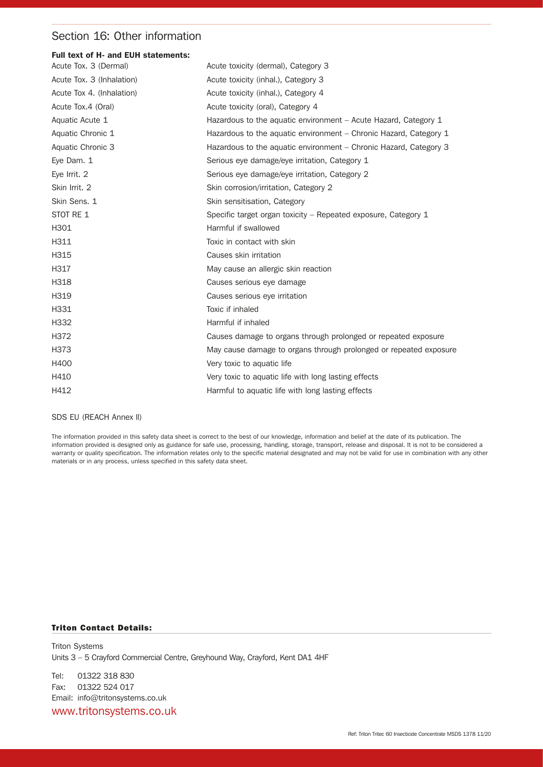## Section 16: Other information

**Full text of H- and EUH statements:**

| | |
|---|---|
| Acute Tox. 3 (Dermal) | Acute toxicity (dermal), Category 3 |
| Acute Tox. 3 (Inhalation) | Acute toxicity (inhal.), Category 3 |
| Acute Tox 4. (Inhalation) | Acute toxicity (inhal.), Category 4 |
| Acute Tox.4 (Oral) | Acute toxicity (oral), Category 4 |
| Aquatic Acute 1 | Hazardous to the aquatic environment – Acute Hazard, Category 1 |
| Aquatic Chronic 1 | Hazardous to the aquatic environment – Chronic Hazard, Category 1 |
| Aquatic Chronic 3 | Hazardous to the aquatic environment – Chronic Hazard, Category 3 |
| Eye Dam. 1 | Serious eye damage/eye irritation, Category 1 |
| Eye Irrit. 2 | Serious eye damage/eye irritation, Category 2 |
| Skin Irrit. 2 | Skin corrosion/irritation, Category 2 |
| Skin Sens. 1 | Skin sensitisation, Category |
| STOT RE 1 | Specific target organ toxicity – Repeated exposure, Category 1 |
| H301 | Harmful if swallowed |
| H311 | Toxic in contact with skin |
| H315 | Causes skin irritation |
| H317 | May cause an allergic skin reaction |
| H318 | Causes serious eye damage |
| H319 | Causes serious eye irritation |
| H331 | Toxic if inhaled |
| H332 | Harmful if inhaled |
| H372 | Causes damage to organs through prolonged or repeated exposure |
| H373 | May cause damage to organs through prolonged or repeated exposure |
| H400 | Very toxic to aquatic life |
| H410 | Very toxic to aquatic life with long lasting effects |
| H412 | Harmful to aquatic life with long lasting effects |

SDS EU (REACH Annex II)

The information provided in this safety data sheet is correct to the best of our knowledge, information and belief at the date of its publication. The information provided is designed only as guidance for safe use, processing, handling, storage, transport, release and disposal. It is not to be considered a warranty or quality specification. The information relates only to the specific material designated and may not be valid for use in combination with any other materials or in any process, unless specified in this safety data sheet.

**Triton Contact Details:**

Triton Systems
Units 3 – 5 Crayford Commercial Centre, Greyhound Way, Crayford, Kent DA1 4HF

Tel: 01322 318 830
Fax: 01322 524 017
Email: info@tritonsystems.co.uk

www.tritonsystems.co.uk

Ref: Triton Tritec 60 Insecticide Concentrate MSDS 1378 11/20